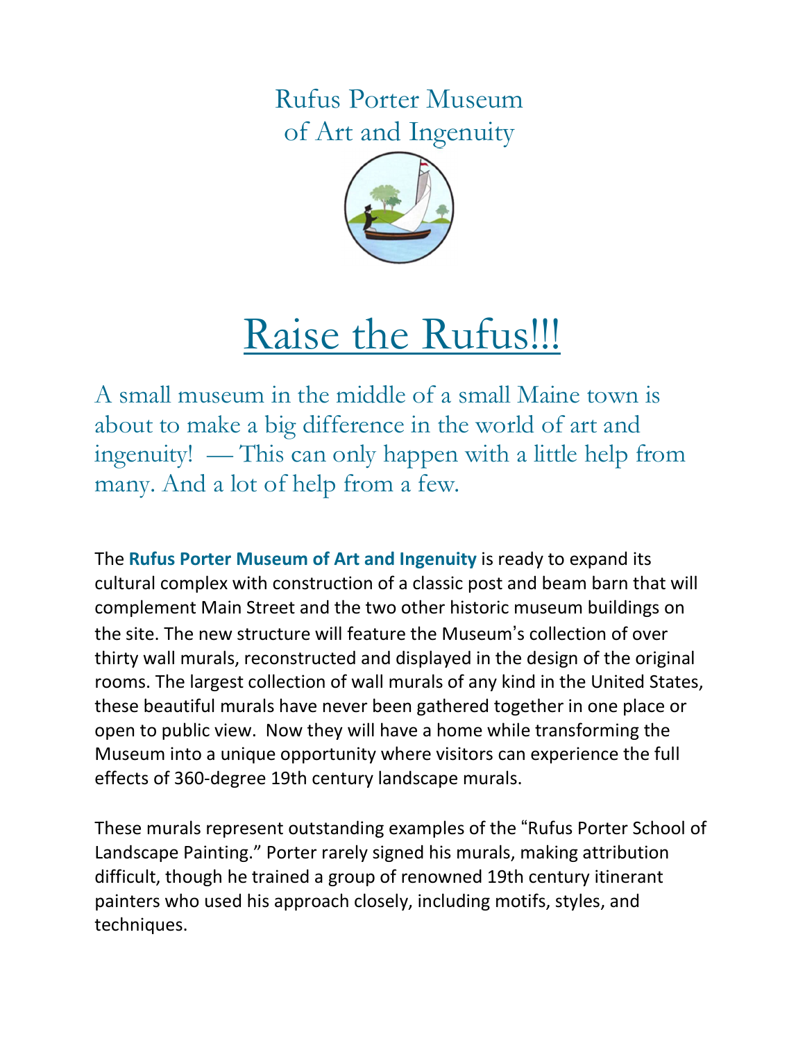Rufus Porter Museum
of Art and Ingenuity

# Raise the Rufus!!!

A small museum in the middle of a small Maine town is about to make a big difference in the world of art and ingenuity! — This can only happen with a little help from many. And a lot of help from a few.

The **Rufus Porter Museum of Art and Ingenuity** is ready to expand its cultural complex with construction of a classic post and beam barn that will complement Main Street and the two other historic museum buildings on the site. The new structure will feature the Museum's collection of over thirty wall murals, reconstructed and displayed in the design of the original rooms. The largest collection of wall murals of any kind in the United States, these beautiful murals have never been gathered together in one place or open to public view. Now they will have a home while transforming the Museum into a unique opportunity where visitors can experience the full effects of 360-degree 19th century landscape murals.

These murals represent outstanding examples of the "Rufus Porter School of Landscape Painting." Porter rarely signed his murals, making attribution difficult, though he trained a group of renowned 19th century itinerant painters who used his approach closely, including motifs, styles, and techniques.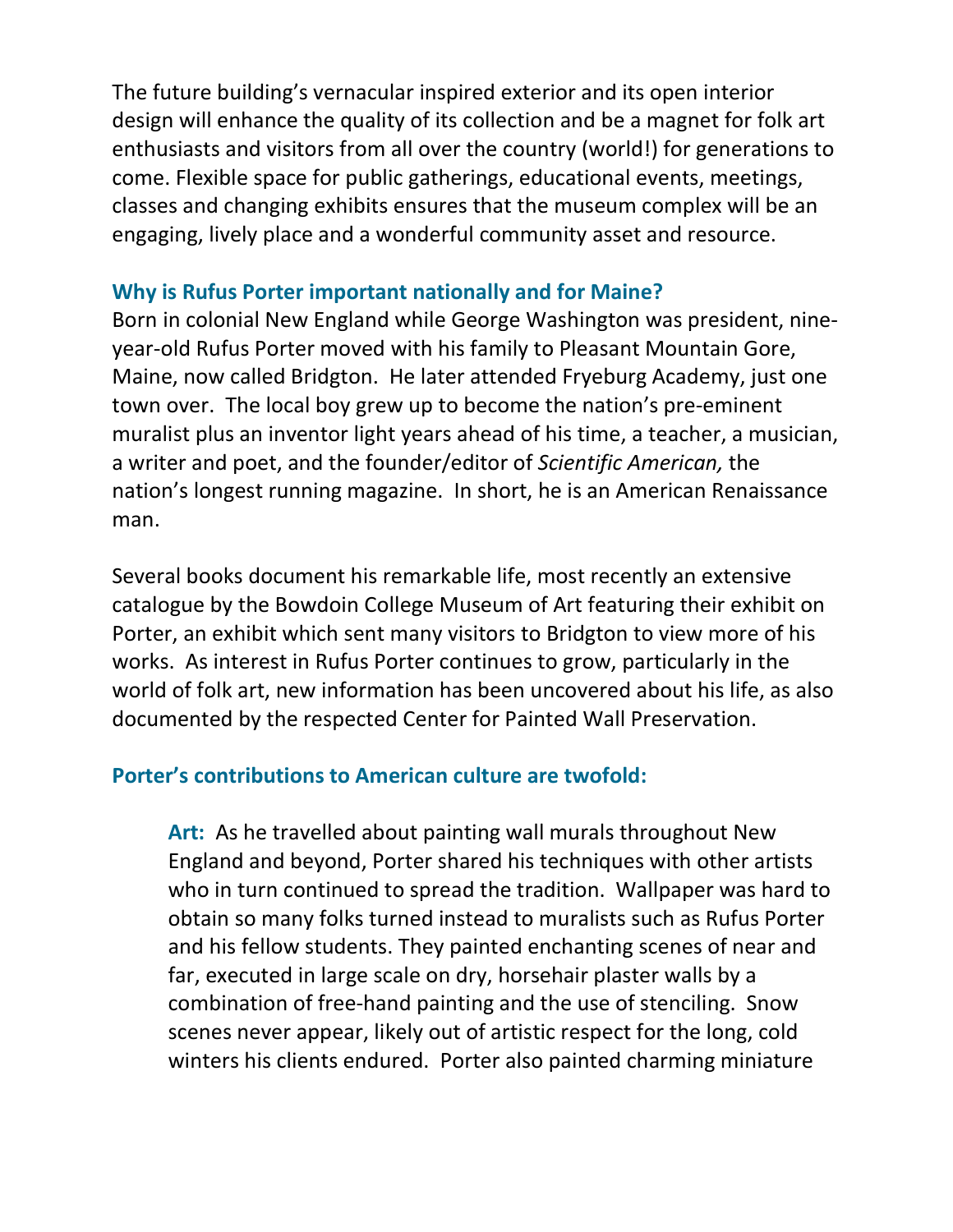The future building's vernacular inspired exterior and its open interior design will enhance the quality of its collection and be a magnet for folk art enthusiasts and visitors from all over the country (world!) for generations to come. Flexible space for public gatherings, educational events, meetings, classes and changing exhibits ensures that the museum complex will be an engaging, lively place and a wonderful community asset and resource.

### Why is Rufus Porter important nationally and for Maine?

Born in colonial New England while George Washington was president, nine-year-old Rufus Porter moved with his family to Pleasant Mountain Gore, Maine, now called Bridgton. He later attended Fryeburg Academy, just one town over. The local boy grew up to become the nation's pre-eminent muralist plus an inventor light years ahead of his time, a teacher, a musician, a writer and poet, and the founder/editor of *Scientific American,* the nation's longest running magazine. In short, he is an American Renaissance man.

Several books document his remarkable life, most recently an extensive catalogue by the Bowdoin College Museum of Art featuring their exhibit on Porter, an exhibit which sent many visitors to Bridgton to view more of his works. As interest in Rufus Porter continues to grow, particularly in the world of folk art, new information has been uncovered about his life, as also documented by the respected Center for Painted Wall Preservation.

### Porter's contributions to American culture are twofold:

**Art:** As he travelled about painting wall murals throughout New England and beyond, Porter shared his techniques with other artists who in turn continued to spread the tradition. Wallpaper was hard to obtain so many folks turned instead to muralists such as Rufus Porter and his fellow students. They painted enchanting scenes of near and far, executed in large scale on dry, horsehair plaster walls by a combination of free-hand painting and the use of stenciling. Snow scenes never appear, likely out of artistic respect for the long, cold winters his clients endured. Porter also painted charming miniature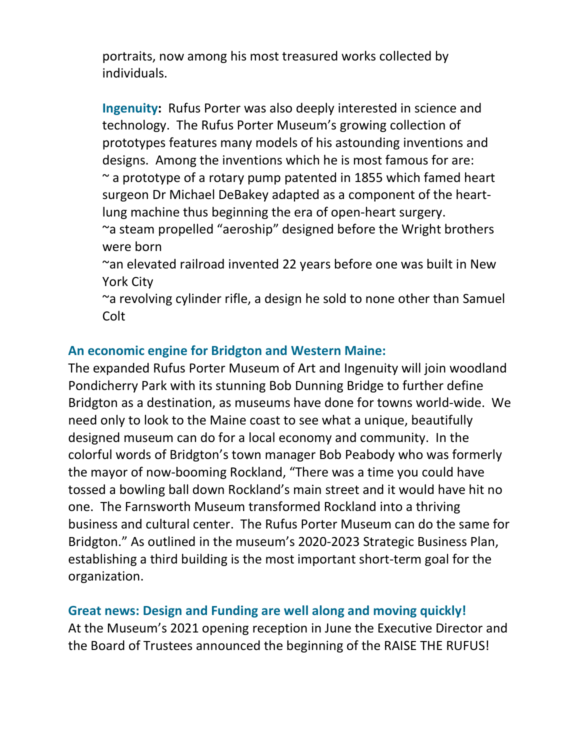portraits, now among his most treasured works collected by individuals.

**Ingenuity:** Rufus Porter was also deeply interested in science and technology. The Rufus Porter Museum's growing collection of prototypes features many models of his astounding inventions and designs. Among the inventions which he is most famous for are:
~ a prototype of a rotary pump patented in 1855 which famed heart surgeon Dr Michael DeBakey adapted as a component of the heart-lung machine thus beginning the era of open-heart surgery.
~a steam propelled "aeroship" designed before the Wright brothers were born
~an elevated railroad invented 22 years before one was built in New York City
~a revolving cylinder rifle, a design he sold to none other than Samuel Colt

**An economic engine for Bridgton and Western Maine:**
The expanded Rufus Porter Museum of Art and Ingenuity will join woodland Pondicherry Park with its stunning Bob Dunning Bridge to further define Bridgton as a destination, as museums have done for towns world-wide. We need only to look to the Maine coast to see what a unique, beautifully designed museum can do for a local economy and community. In the colorful words of Bridgton's town manager Bob Peabody who was formerly the mayor of now-booming Rockland, "There was a time you could have tossed a bowling ball down Rockland's main street and it would have hit no one. The Farnsworth Museum transformed Rockland into a thriving business and cultural center. The Rufus Porter Museum can do the same for Bridgton." As outlined in the museum's 2020-2023 Strategic Business Plan, establishing a third building is the most important short-term goal for the organization.

**Great news: Design and Funding are well along and moving quickly!**
At the Museum's 2021 opening reception in June the Executive Director and the Board of Trustees announced the beginning of the RAISE THE RUFUS!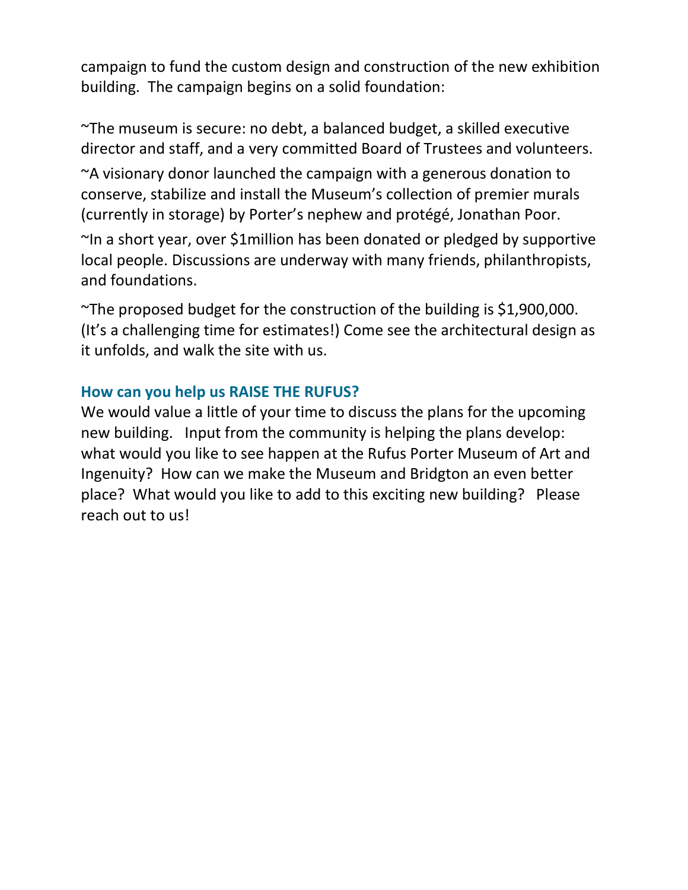campaign to fund the custom design and construction of the new exhibition building. The campaign begins on a solid foundation:

~The museum is secure: no debt, a balanced budget, a skilled executive director and staff, and a very committed Board of Trustees and volunteers.

~A visionary donor launched the campaign with a generous donation to conserve, stabilize and install the Museum's collection of premier murals (currently in storage) by Porter's nephew and protégé, Jonathan Poor.

~In a short year, over $1million has been donated or pledged by supportive local people. Discussions are underway with many friends, philanthropists, and foundations.

~The proposed budget for the construction of the building is $1,900,000. (It's a challenging time for estimates!) Come see the architectural design as it unfolds, and walk the site with us.

### How can you help us RAISE THE RUFUS?

We would value a little of your time to discuss the plans for the upcoming new building. Input from the community is helping the plans develop: what would you like to see happen at the Rufus Porter Museum of Art and Ingenuity? How can we make the Museum and Bridgton an even better place? What would you like to add to this exciting new building? Please reach out to us!